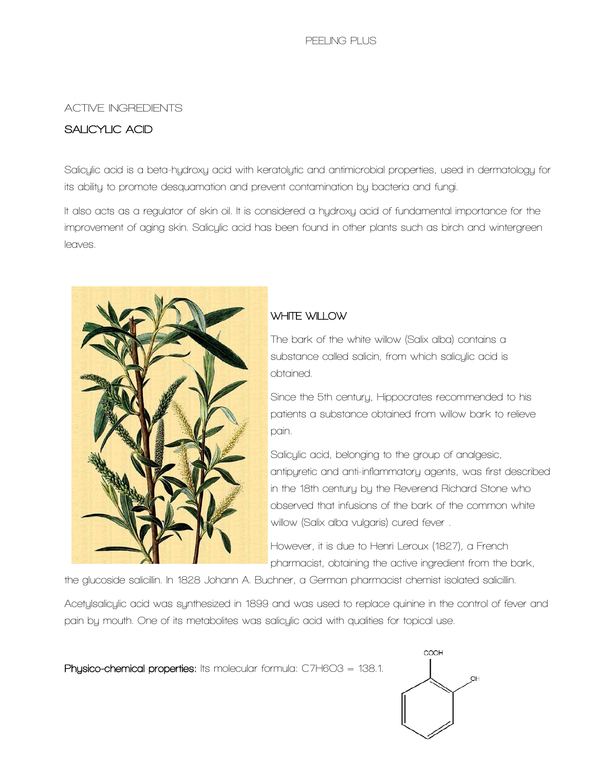ACTIVE INGREDIENTS

## SALICYLIC ACID

Salicylic acid is a beta-hydroxy acid with keratolytic and antimicrobial properties, used in dermatology for its ability to promote desquamation and prevent contamination by bacteria and fungi.

It also acts as a regulator of skin oil. It is considered a hydroxy acid of fundamental importance for the improvement of aging skin. Salicylic acid has been found in other plants such as birch and wintergreen leaves.

### WHITE WILLOW

The bark of the white willow (Salix alba) contains a substance called salicin, from which salicylic acid is obtained.

Since the 5th century, Hippocrates recommended to his patients a substance obtained from willow bark to relieve pain.

Salicylic acid, belonging to the group of analgesic, antipyretic and anti-inflammatory agents, was first described in the 18th century by the Reverend Richard Stone who observed that infusions of the bark of the common white willow (Salix alba vulgaris) cured fever .

However, it is due to Henri Leroux (1827), a French pharmacist, obtaining the active ingredient from the bark, the glucoside salicillin. In 1828 Johann A. Buchner, a German pharmacist chemist isolated salicillin.

Acetylsalicylic acid was synthesized in 1899 and was used to replace quinine in the control of fever and pain by mouth. One of its metabolites was salicylic acid with qualities for topical use.

**Physico-chemical properties:** Its molecular formula: $C_7H_6O_3$ = 138.1.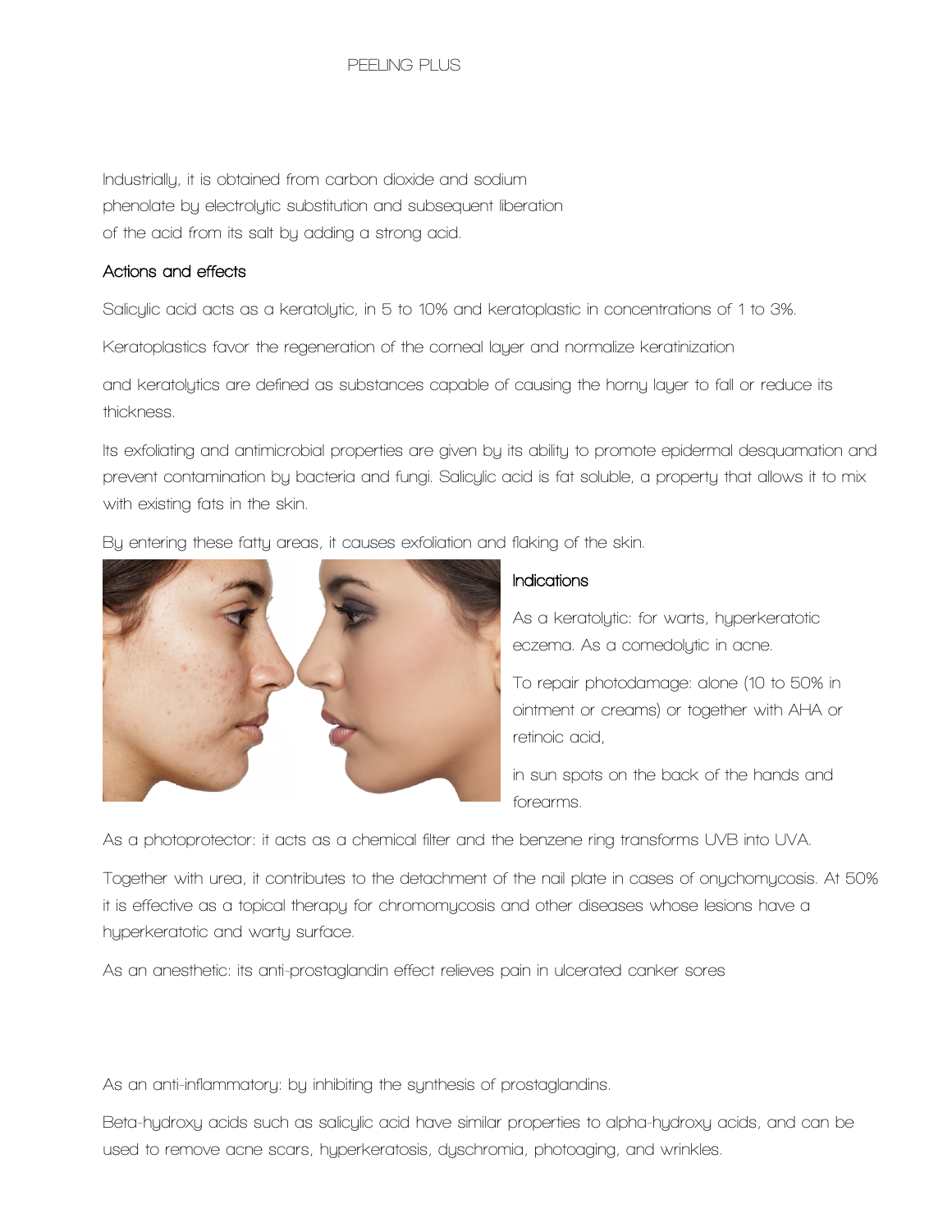Industrially, it is obtained from carbon dioxide and sodium phenolate by electrolytic substitution and subsequent liberation of the acid from its salt by adding a strong acid.

### Actions and effects

Salicylic acid acts as a keratolytic, in 5 to 10% and keratoplastic in concentrations of 1 to 3%.

Keratoplastics favor the regeneration of the corneal layer and normalize keratinization

and keratolytics are defined as substances capable of causing the horny layer to fall or reduce its thickness.

Its exfoliating and antimicrobial properties are given by its ability to promote epidermal desquamation and prevent contamination by bacteria and fungi. Salicylic acid is fat soluble, a property that allows it to mix with existing fats in the skin.

By entering these fatty areas, it causes exfoliation and flaking of the skin.

### Indications

As a keratolytic: for warts, hyperkeratotic eczema. As a comedolytic in acne.

To repair photodamage: alone (10 to 50% in ointment or creams) or together with AHA or retinoic acid,

in sun spots on the back of the hands and forearms.

As a photoprotector: it acts as a chemical filter and the benzene ring transforms UVB into UVA.

Together with urea, it contributes to the detachment of the nail plate in cases of onychomycosis. At 50% it is effective as a topical therapy for chromomycosis and other diseases whose lesions have a hyperkeratotic and warty surface.

As an anesthetic: its anti-prostaglandin effect relieves pain in ulcerated canker sores

As an anti-inflammatory: by inhibiting the synthesis of prostaglandins.

Beta-hydroxy acids such as salicylic acid have similar properties to alpha-hydroxy acids, and can be used to remove acne scars, hyperkeratosis, dyschromia, photoaging, and wrinkles.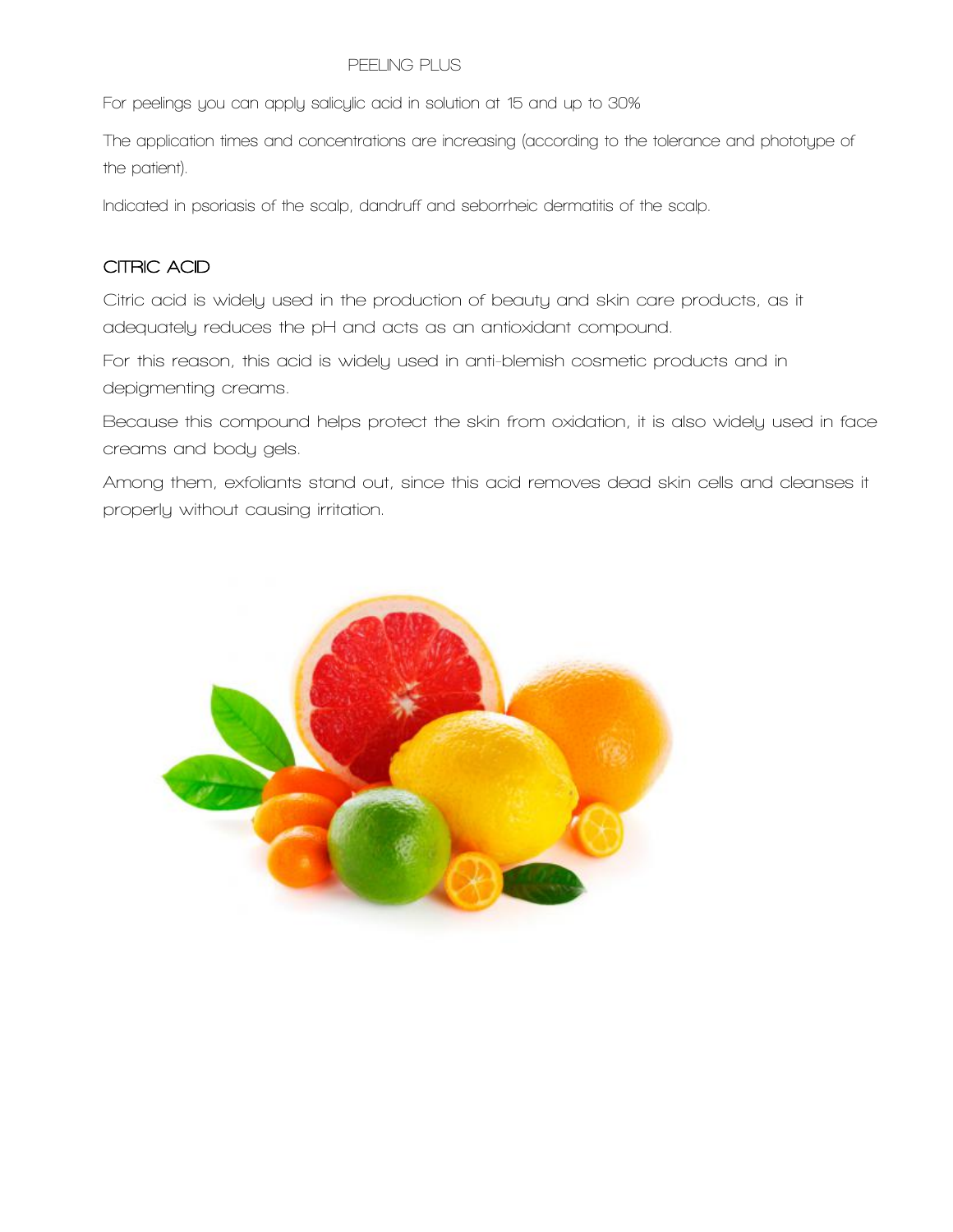PEELING PLUS

For peelings you can apply salicylic acid in solution at 15 and up to 30%

The application times and concentrations are increasing (according to the tolerance and phototype of the patient).

Indicated in psoriasis of the scalp, dandruff and seborrheic dermatitis of the scalp.

## CITRIC ACID

Citric acid is widely used in the production of beauty and skin care products, as it adequately reduces the pH and acts as an antioxidant compound.

For this reason, this acid is widely used in anti-blemish cosmetic products and in depigmenting creams.

Because this compound helps protect the skin from oxidation, it is also widely used in face creams and body gels.

Among them, exfoliants stand out, since this acid removes dead skin cells and cleanses it properly without causing irritation.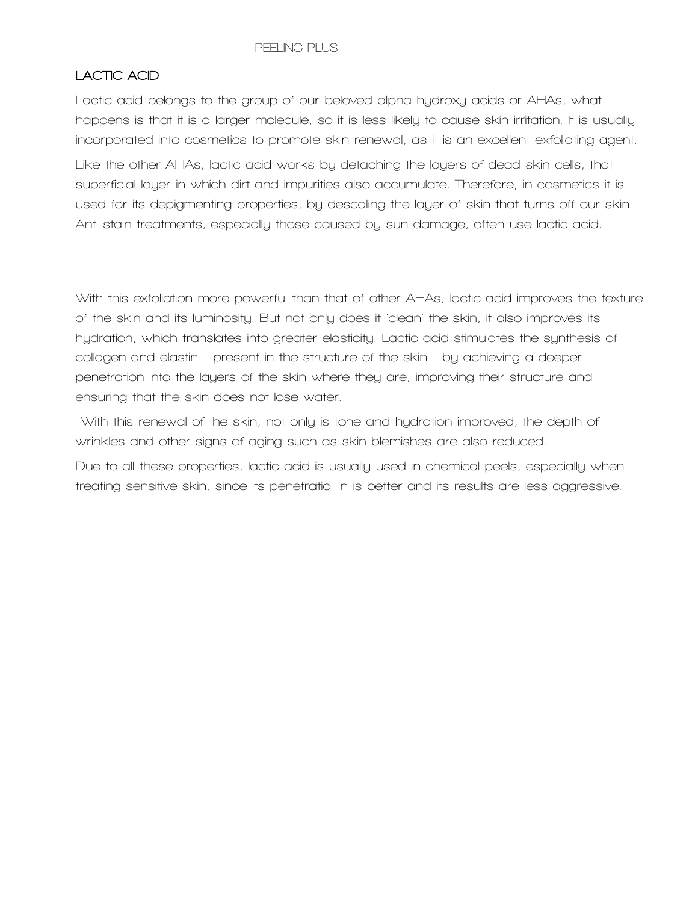## LACTIC ACID

Lactic acid belongs to the group of our beloved alpha hydroxy acids or AHAs, what happens is that it is a larger molecule, so it is less likely to cause skin irritation. It is usually incorporated into cosmetics to promote skin renewal, as it is an excellent exfoliating agent.

Like the other AHAs, lactic acid works by detaching the layers of dead skin cells, that superficial layer in which dirt and impurities also accumulate. Therefore, in cosmetics it is used for its depigmenting properties, by descaling the layer of skin that turns off our skin. Anti-stain treatments, especially those caused by sun damage, often use lactic acid.

With this exfoliation more powerful than that of other AHAs, lactic acid improves the texture of the skin and its luminosity. But not only does it 'clean' the skin, it also improves its hydration, which translates into greater elasticity. Lactic acid stimulates the synthesis of collagen and elastin - present in the structure of the skin - by achieving a deeper penetration into the layers of the skin where they are, improving their structure and ensuring that the skin does not lose water.

With this renewal of the skin, not only is tone and hydration improved, the depth of wrinkles and other signs of aging such as skin blemishes are also reduced.

Due to all these properties, lactic acid is usually used in chemical peels, especially when treating sensitive skin, since its penetration is better and its results are less aggressive.